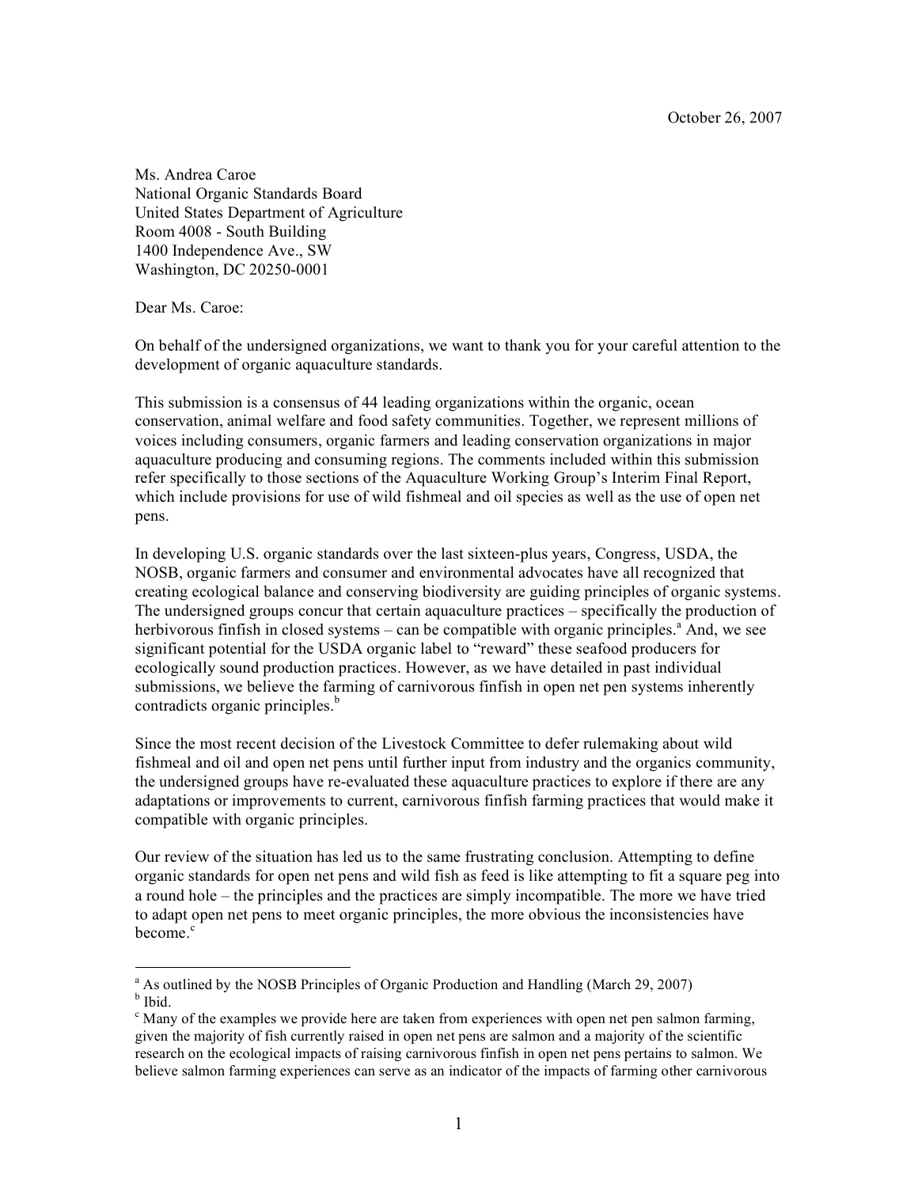October 26, 2007

Ms. Andrea Caroe
National Organic Standards Board
United States Department of Agriculture
Room 4008 - South Building
1400 Independence Ave., SW
Washington, DC 20250-0001

Dear Ms. Caroe:

On behalf of the undersigned organizations, we want to thank you for your careful attention to the development of organic aquaculture standards.

This submission is a consensus of 44 leading organizations within the organic, ocean conservation, animal welfare and food safety communities. Together, we represent millions of voices including consumers, organic farmers and leading conservation organizations in major aquaculture producing and consuming regions. The comments included within this submission refer specifically to those sections of the Aquaculture Working Group's Interim Final Report, which include provisions for use of wild fishmeal and oil species as well as the use of open net pens.

In developing U.S. organic standards over the last sixteen-plus years, Congress, USDA, the NOSB, organic farmers and consumer and environmental advocates have all recognized that creating ecological balance and conserving biodiversity are guiding principles of organic systems. The undersigned groups concur that certain aquaculture practices – specifically the production of herbivorous finfish in closed systems – can be compatible with organic principles.[a] And, we see significant potential for the USDA organic label to "reward" these seafood producers for ecologically sound production practices. However, as we have detailed in past individual submissions, we believe the farming of carnivorous finfish in open net pen systems inherently contradicts organic principles.[b]

Since the most recent decision of the Livestock Committee to defer rulemaking about wild fishmeal and oil and open net pens until further input from industry and the organics community, the undersigned groups have re-evaluated these aquaculture practices to explore if there are any adaptations or improvements to current, carnivorous finfish farming practices that would make it compatible with organic principles.

Our review of the situation has led us to the same frustrating conclusion. Attempting to define organic standards for open net pens and wild fish as feed is like attempting to fit a square peg into a round hole – the principles and the practices are simply incompatible. The more we have tried to adapt open net pens to meet organic principles, the more obvious the inconsistencies have become.[c]

---

[a] As outlined by the NOSB Principles of Organic Production and Handling (March 29, 2007)
[b] Ibid.
[c] Many of the examples we provide here are taken from experiences with open net pen salmon farming, given the majority of fish currently raised in open net pens are salmon and a majority of the scientific research on the ecological impacts of raising carnivorous finfish in open net pens pertains to salmon. We believe salmon farming experiences can serve as an indicator of the impacts of farming other carnivorous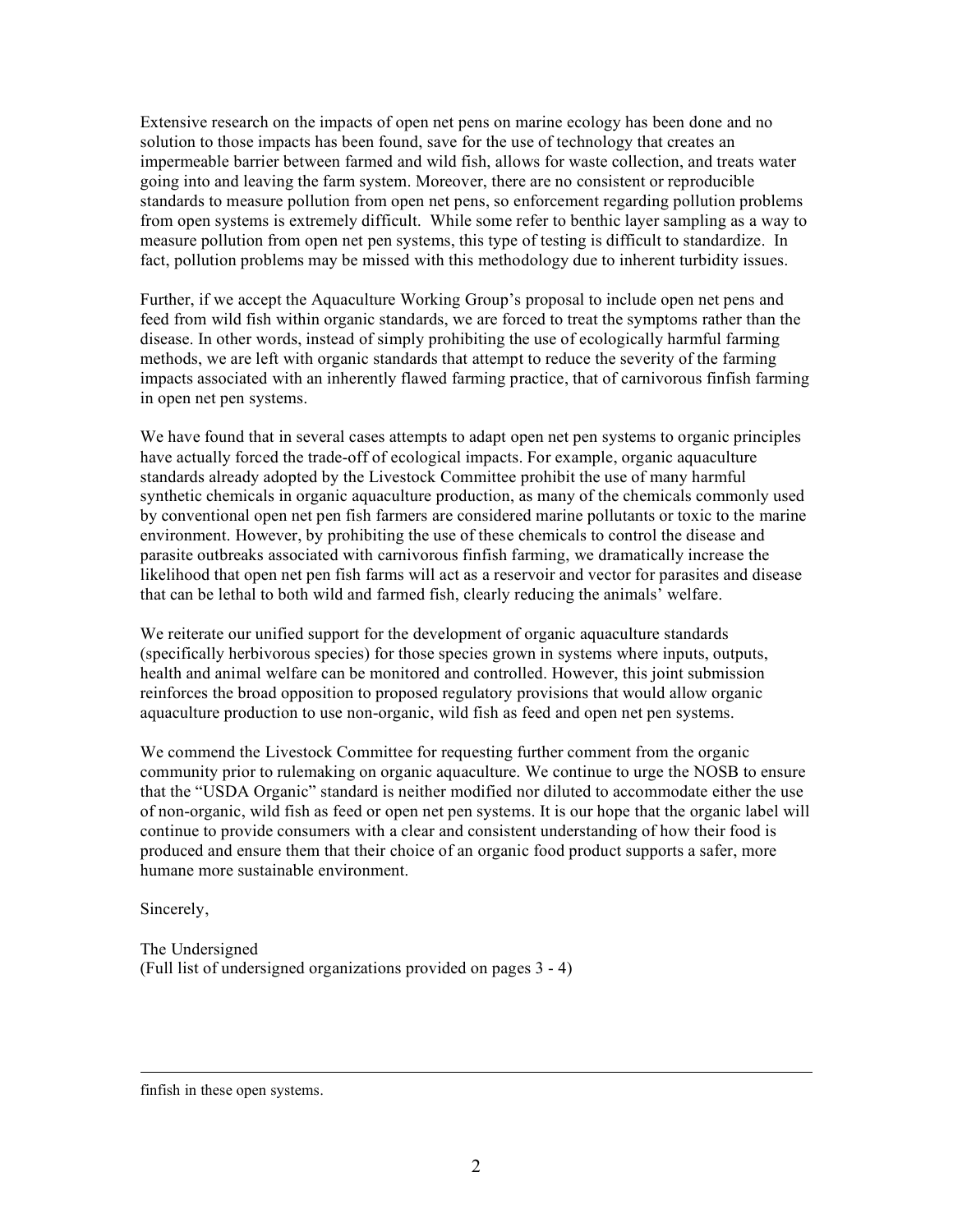Extensive research on the impacts of open net pens on marine ecology has been done and no solution to those impacts has been found, save for the use of technology that creates an impermeable barrier between farmed and wild fish, allows for waste collection, and treats water going into and leaving the farm system. Moreover, there are no consistent or reproducible standards to measure pollution from open net pens, so enforcement regarding pollution problems from open systems is extremely difficult. While some refer to benthic layer sampling as a way to measure pollution from open net pen systems, this type of testing is difficult to standardize. In fact, pollution problems may be missed with this methodology due to inherent turbidity issues.

Further, if we accept the Aquaculture Working Group's proposal to include open net pens and feed from wild fish within organic standards, we are forced to treat the symptoms rather than the disease. In other words, instead of simply prohibiting the use of ecologically harmful farming methods, we are left with organic standards that attempt to reduce the severity of the farming impacts associated with an inherently flawed farming practice, that of carnivorous finfish farming in open net pen systems.

We have found that in several cases attempts to adapt open net pen systems to organic principles have actually forced the trade-off of ecological impacts. For example, organic aquaculture standards already adopted by the Livestock Committee prohibit the use of many harmful synthetic chemicals in organic aquaculture production, as many of the chemicals commonly used by conventional open net pen fish farmers are considered marine pollutants or toxic to the marine environment. However, by prohibiting the use of these chemicals to control the disease and parasite outbreaks associated with carnivorous finfish farming, we dramatically increase the likelihood that open net pen fish farms will act as a reservoir and vector for parasites and disease that can be lethal to both wild and farmed fish, clearly reducing the animals' welfare.

We reiterate our unified support for the development of organic aquaculture standards (specifically herbivorous species) for those species grown in systems where inputs, outputs, health and animal welfare can be monitored and controlled. However, this joint submission reinforces the broad opposition to proposed regulatory provisions that would allow organic aquaculture production to use non-organic, wild fish as feed and open net pen systems.

We commend the Livestock Committee for requesting further comment from the organic community prior to rulemaking on organic aquaculture. We continue to urge the NOSB to ensure that the "USDA Organic" standard is neither modified nor diluted to accommodate either the use of non-organic, wild fish as feed or open net pen systems. It is our hope that the organic label will continue to provide consumers with a clear and consistent understanding of how their food is produced and ensure them that their choice of an organic food product supports a safer, more humane more sustainable environment.

Sincerely,

The Undersigned
(Full list of undersigned organizations provided on pages 3 - 4)

---

finfish in these open systems.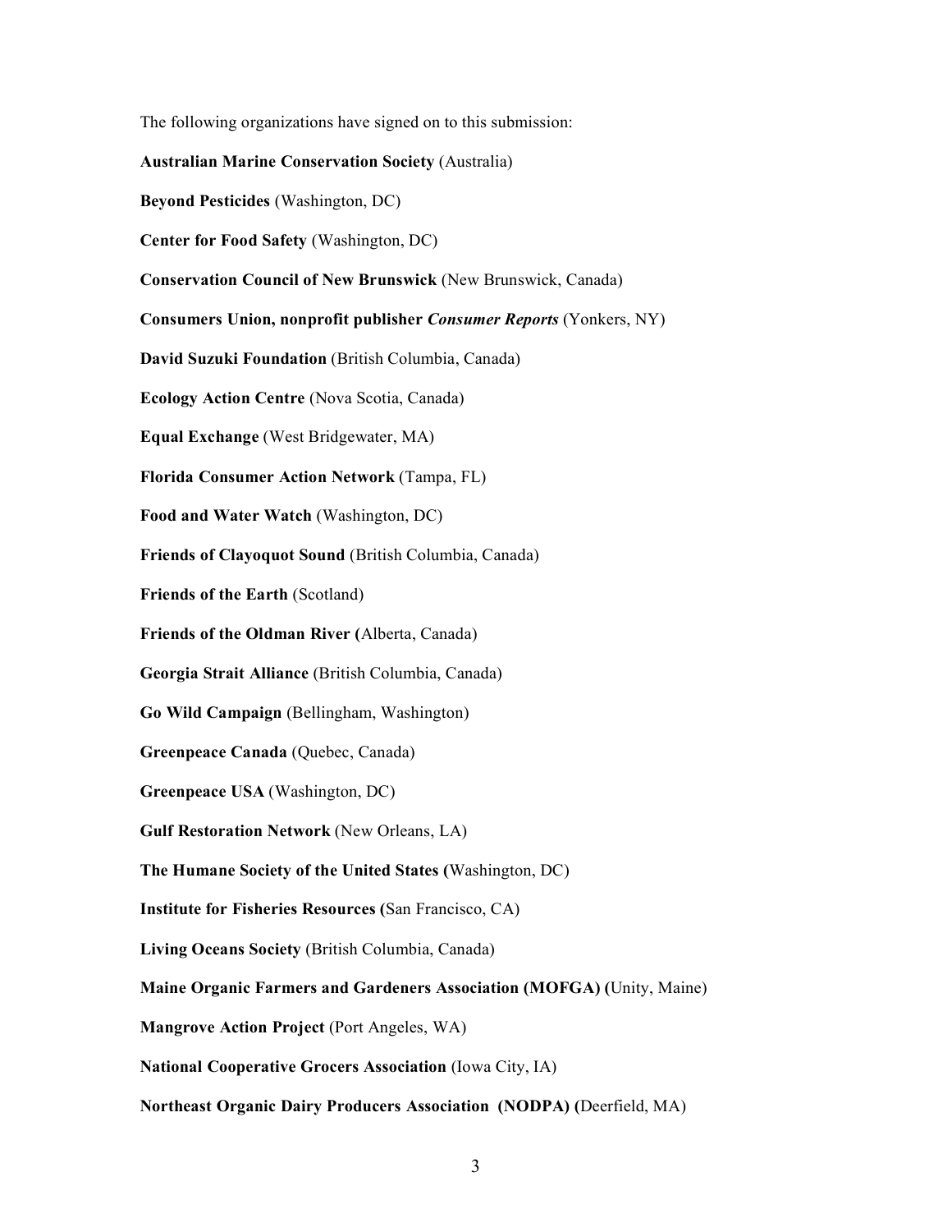The following organizations have signed on to this submission:

**Australian Marine Conservation Society** (Australia)

**Beyond Pesticides** (Washington, DC)

**Center for Food Safety** (Washington, DC)

**Conservation Council of New Brunswick** (New Brunswick, Canada)

**Consumers Union, nonprofit publisher *Consumer Reports*** (Yonkers, NY)

**David Suzuki Foundation** (British Columbia, Canada)

**Ecology Action Centre** (Nova Scotia, Canada)

**Equal Exchange** (West Bridgewater, MA)

**Florida Consumer Action Network** (Tampa, FL)

**Food and Water Watch** (Washington, DC)

**Friends of Clayoquot Sound** (British Columbia, Canada)

**Friends of the Earth** (Scotland)

**Friends of the Oldman River (**Alberta, Canada)

**Georgia Strait Alliance** (British Columbia, Canada)

**Go Wild Campaign** (Bellingham, Washington)

**Greenpeace Canada** (Quebec, Canada)

**Greenpeace USA** (Washington, DC)

**Gulf Restoration Network** (New Orleans, LA)

**The Humane Society of the United States (**Washington, DC)

**Institute for Fisheries Resources (**San Francisco, CA)

**Living Oceans Society** (British Columbia, Canada)

**Maine Organic Farmers and Gardeners Association (MOFGA) (**Unity, Maine)

**Mangrove Action Project** (Port Angeles, WA)

**National Cooperative Grocers Association** (Iowa City, IA)

**Northeast Organic Dairy Producers Association (NODPA) (**Deerfield, MA)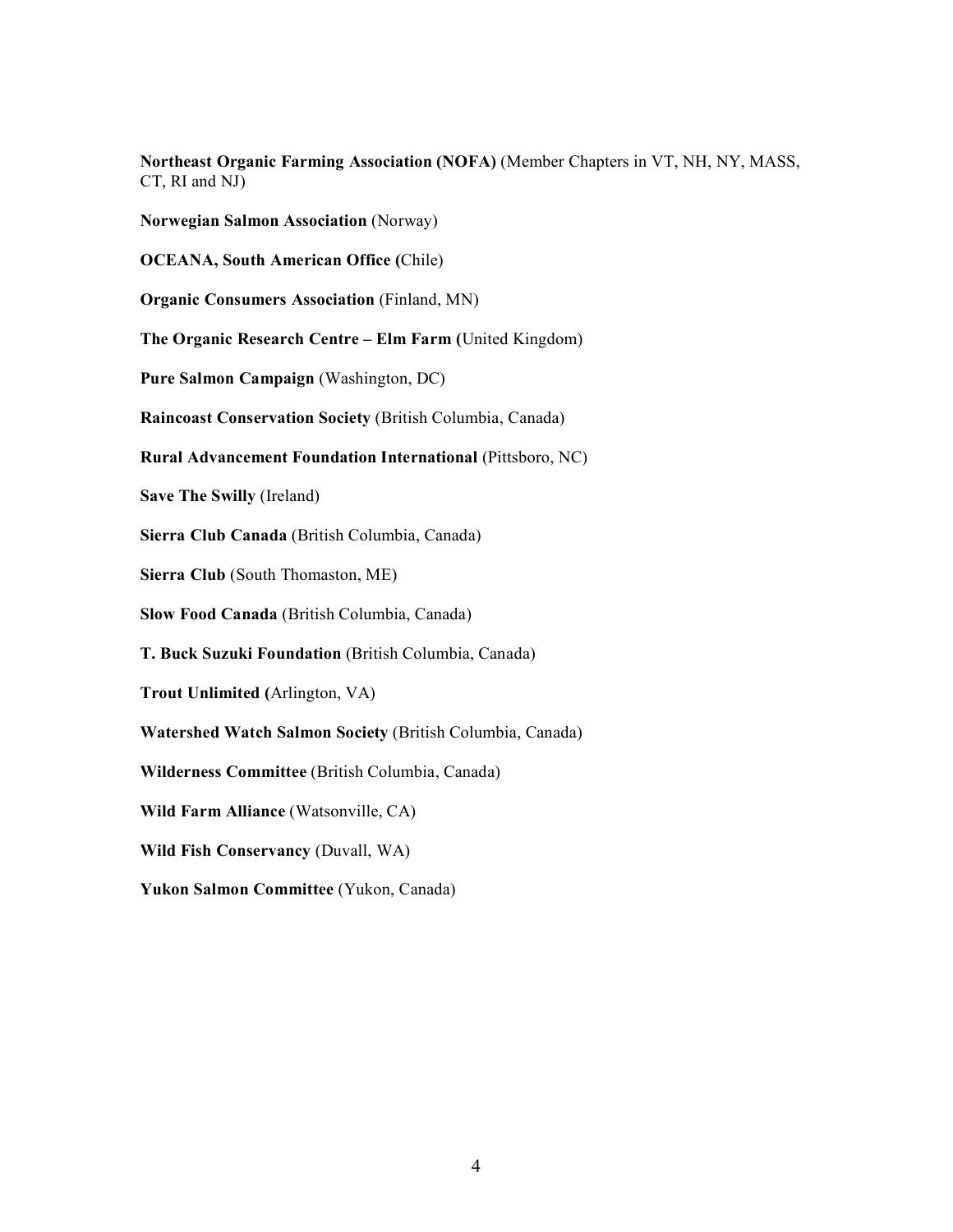**Northeast Organic Farming Association (NOFA)** (Member Chapters in VT, NH, NY, MASS, CT, RI and NJ)

**Norwegian Salmon Association** (Norway)

**OCEANA, South American Office (**Chile)

**Organic Consumers Association** (Finland, MN)

**The Organic Research Centre – Elm Farm (**United Kingdom)

**Pure Salmon Campaign** (Washington, DC)

**Raincoast Conservation Society** (British Columbia, Canada)

**Rural Advancement Foundation International** (Pittsboro, NC)

**Save The Swilly** (Ireland)

**Sierra Club Canada** (British Columbia, Canada)

**Sierra Club** (South Thomaston, ME)

**Slow Food Canada** (British Columbia, Canada)

**T. Buck Suzuki Foundation** (British Columbia, Canada)

**Trout Unlimited (**Arlington, VA)

**Watershed Watch Salmon Society** (British Columbia, Canada)

**Wilderness Committee** (British Columbia, Canada)

**Wild Farm Alliance** (Watsonville, CA)

**Wild Fish Conservancy** (Duvall, WA)

**Yukon Salmon Committee** (Yukon, Canada)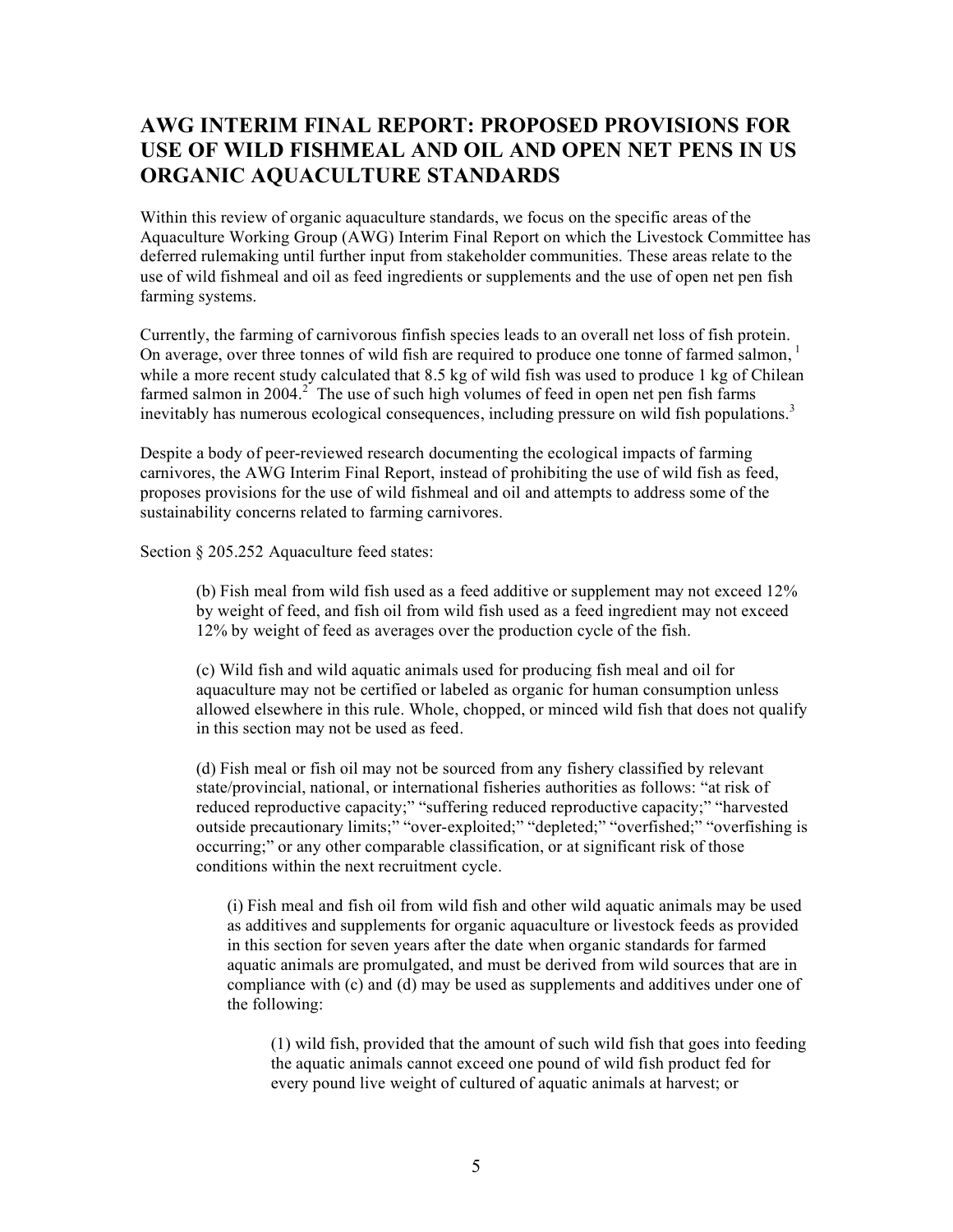## AWG INTERIM FINAL REPORT: PROPOSED PROVISIONS FOR USE OF WILD FISHMEAL AND OIL AND OPEN NET PENS IN US ORGANIC AQUACULTURE STANDARDS

Within this review of organic aquaculture standards, we focus on the specific areas of the Aquaculture Working Group (AWG) Interim Final Report on which the Livestock Committee has deferred rulemaking until further input from stakeholder communities. These areas relate to the use of wild fishmeal and oil as feed ingredients or supplements and the use of open net pen fish farming systems.

Currently, the farming of carnivorous finfish species leads to an overall net loss of fish protein. On average, over three tonnes of wild fish are required to produce one tonne of farmed salmon,[1] while a more recent study calculated that 8.5 kg of wild fish was used to produce 1 kg of Chilean farmed salmon in 2004.[2] The use of such high volumes of feed in open net pen fish farms inevitably has numerous ecological consequences, including pressure on wild fish populations.[3]

Despite a body of peer-reviewed research documenting the ecological impacts of farming carnivores, the AWG Interim Final Report, instead of prohibiting the use of wild fish as feed, proposes provisions for the use of wild fishmeal and oil and attempts to address some of the sustainability concerns related to farming carnivores.

Section § 205.252 Aquaculture feed states:

> (b) Fish meal from wild fish used as a feed additive or supplement may not exceed 12% by weight of feed, and fish oil from wild fish used as a feed ingredient may not exceed 12% by weight of feed as averages over the production cycle of the fish.
>
> (c) Wild fish and wild aquatic animals used for producing fish meal and oil for aquaculture may not be certified or labeled as organic for human consumption unless allowed elsewhere in this rule. Whole, chopped, or minced wild fish that does not qualify in this section may not be used as feed.
>
> (d) Fish meal or fish oil may not be sourced from any fishery classified by relevant state/provincial, national, or international fisheries authorities as follows: "at risk of reduced reproductive capacity;" "suffering reduced reproductive capacity;" "harvested outside precautionary limits;" "over-exploited;" "depleted;" "overfished;" "overfishing is occurring;" or any other comparable classification, or at significant risk of those conditions within the next recruitment cycle.
>
> > (i) Fish meal and fish oil from wild fish and other wild aquatic animals may be used as additives and supplements for organic aquaculture or livestock feeds as provided in this section for seven years after the date when organic standards for farmed aquatic animals are promulgated, and must be derived from wild sources that are in compliance with (c) and (d) may be used as supplements and additives under one of the following:
> >
> > > (1) wild fish, provided that the amount of such wild fish that goes into feeding the aquatic animals cannot exceed one pound of wild fish product fed for every pound live weight of cultured of aquatic animals at harvest; or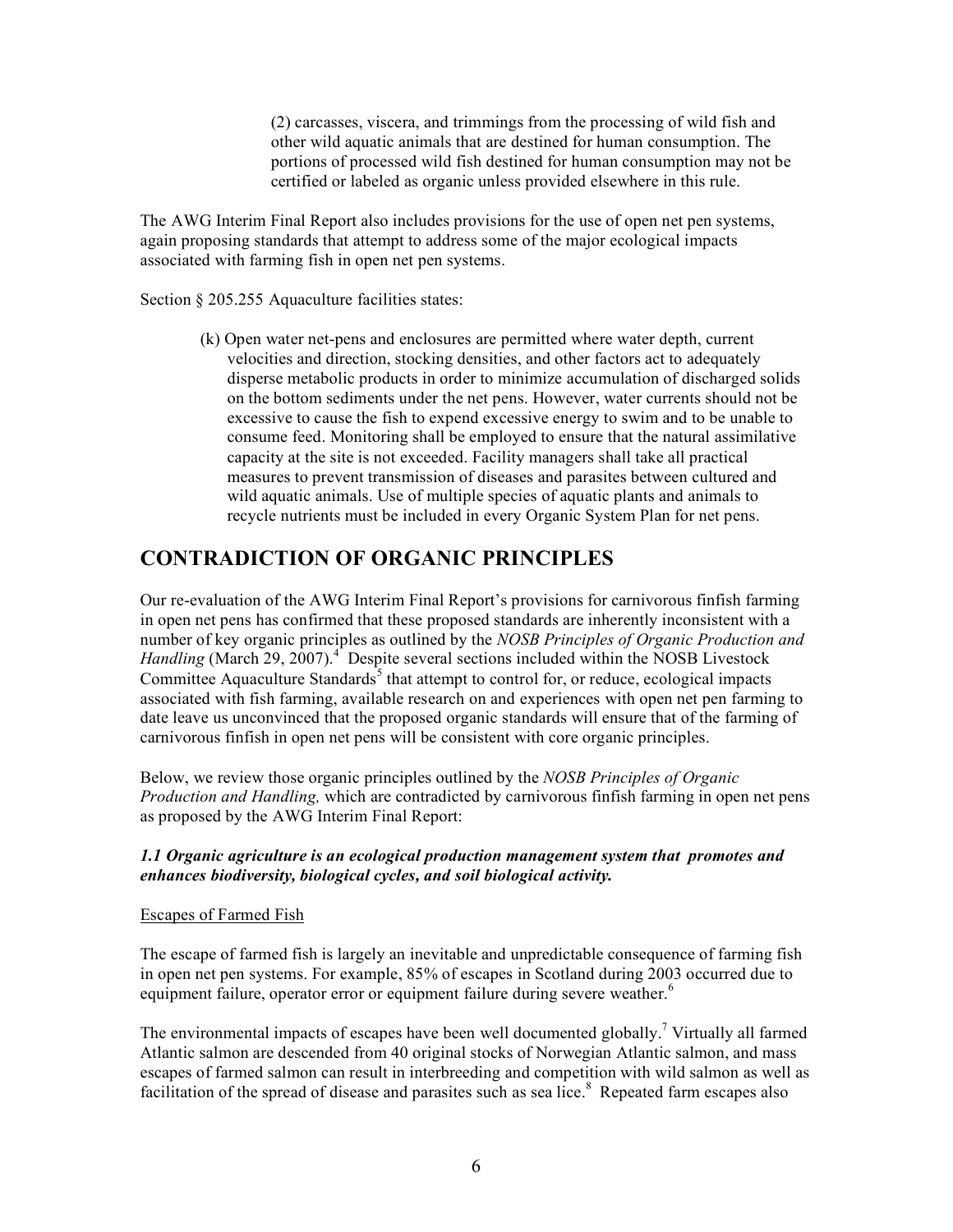> (2) carcasses, viscera, and trimmings from the processing of wild fish and other wild aquatic animals that are destined for human consumption. The portions of processed wild fish destined for human consumption may not be certified or labeled as organic unless provided elsewhere in this rule.

The AWG Interim Final Report also includes provisions for the use of open net pen systems, again proposing standards that attempt to address some of the major ecological impacts associated with farming fish in open net pen systems.

Section § 205.255 Aquaculture facilities states:

> (k) Open water net-pens and enclosures are permitted where water depth, current velocities and direction, stocking densities, and other factors act to adequately disperse metabolic products in order to minimize accumulation of discharged solids on the bottom sediments under the net pens. However, water currents should not be excessive to cause the fish to expend excessive energy to swim and to be unable to consume feed. Monitoring shall be employed to ensure that the natural assimilative capacity at the site is not exceeded. Facility managers shall take all practical measures to prevent transmission of diseases and parasites between cultured and wild aquatic animals. Use of multiple species of aquatic plants and animals to recycle nutrients must be included in every Organic System Plan for net pens.

## CONTRADICTION OF ORGANIC PRINCIPLES

Our re-evaluation of the AWG Interim Final Report's provisions for carnivorous finfish farming in open net pens has confirmed that these proposed standards are inherently inconsistent with a number of key organic principles as outlined by the *NOSB Principles of Organic Production and Handling* (March 29, 2007).[4] Despite several sections included within the NOSB Livestock Committee Aquaculture Standards[5] that attempt to control for, or reduce, ecological impacts associated with fish farming, available research on and experiences with open net pen farming to date leave us unconvinced that the proposed organic standards will ensure that of the farming of carnivorous finfish in open net pens will be consistent with core organic principles.

Below, we review those organic principles outlined by the *NOSB Principles of Organic Production and Handling,* which are contradicted by carnivorous finfish farming in open net pens as proposed by the AWG Interim Final Report:

***1.1 Organic agriculture is an ecological production management system that promotes and enhances biodiversity, biological cycles, and soil biological activity.***

Escapes of Farmed Fish

The escape of farmed fish is largely an inevitable and unpredictable consequence of farming fish in open net pen systems. For example, 85% of escapes in Scotland during 2003 occurred due to equipment failure, operator error or equipment failure during severe weather.[6]

The environmental impacts of escapes have been well documented globally.[7] Virtually all farmed Atlantic salmon are descended from 40 original stocks of Norwegian Atlantic salmon, and mass escapes of farmed salmon can result in interbreeding and competition with wild salmon as well as facilitation of the spread of disease and parasites such as sea lice.[8] Repeated farm escapes also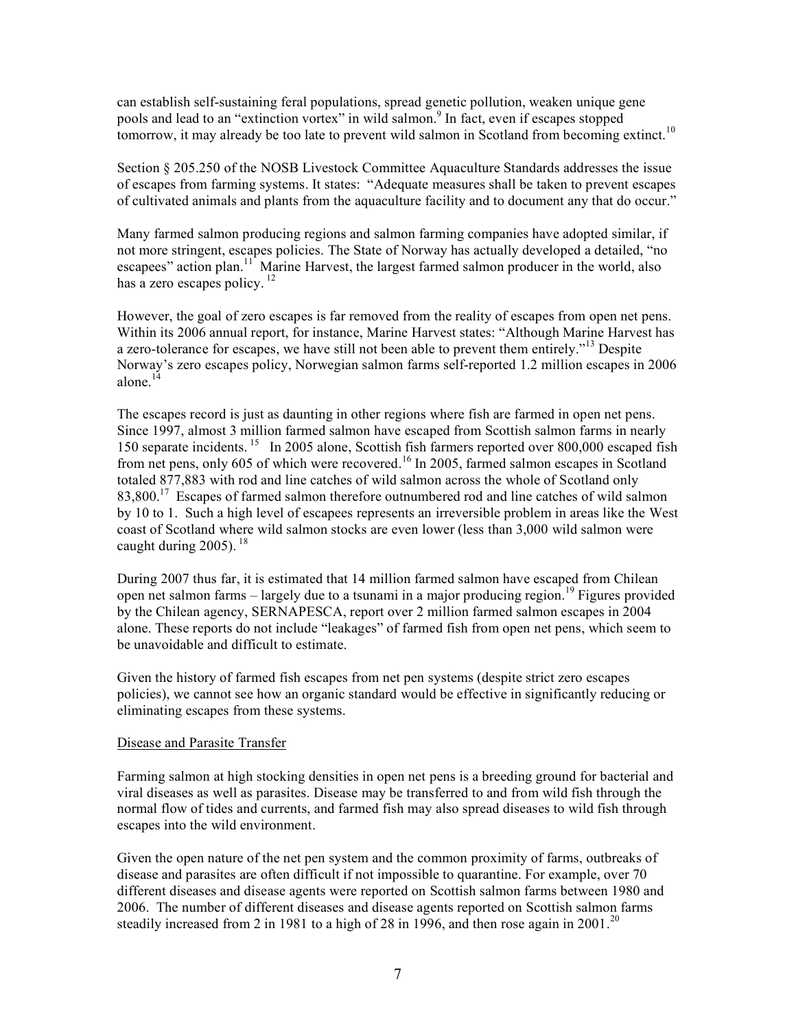can establish self-sustaining feral populations, spread genetic pollution, weaken unique gene pools and lead to an "extinction vortex" in wild salmon.[9] In fact, even if escapes stopped tomorrow, it may already be too late to prevent wild salmon in Scotland from becoming extinct.[10]

Section § 205.250 of the NOSB Livestock Committee Aquaculture Standards addresses the issue of escapes from farming systems. It states: "Adequate measures shall be taken to prevent escapes of cultivated animals and plants from the aquaculture facility and to document any that do occur."

Many farmed salmon producing regions and salmon farming companies have adopted similar, if not more stringent, escapes policies. The State of Norway has actually developed a detailed, "no escapees" action plan.[11] Marine Harvest, the largest farmed salmon producer in the world, also has a zero escapes policy.[12]

However, the goal of zero escapes is far removed from the reality of escapes from open net pens. Within its 2006 annual report, for instance, Marine Harvest states: "Although Marine Harvest has a zero-tolerance for escapes, we have still not been able to prevent them entirely."[13] Despite Norway's zero escapes policy, Norwegian salmon farms self-reported 1.2 million escapes in 2006 alone.[14]

The escapes record is just as daunting in other regions where fish are farmed in open net pens. Since 1997, almost 3 million farmed salmon have escaped from Scottish salmon farms in nearly 150 separate incidents.[15] In 2005 alone, Scottish fish farmers reported over 800,000 escaped fish from net pens, only 605 of which were recovered.[16] In 2005, farmed salmon escapes in Scotland totaled 877,883 with rod and line catches of wild salmon across the whole of Scotland only 83,800.[17] Escapes of farmed salmon therefore outnumbered rod and line catches of wild salmon by 10 to 1. Such a high level of escapees represents an irreversible problem in areas like the West coast of Scotland where wild salmon stocks are even lower (less than 3,000 wild salmon were caught during 2005).[18]

During 2007 thus far, it is estimated that 14 million farmed salmon have escaped from Chilean open net salmon farms – largely due to a tsunami in a major producing region.[19] Figures provided by the Chilean agency, SERNAPESCA, report over 2 million farmed salmon escapes in 2004 alone. These reports do not include "leakages" of farmed fish from open net pens, which seem to be unavoidable and difficult to estimate.

Given the history of farmed fish escapes from net pen systems (despite strict zero escapes policies), we cannot see how an organic standard would be effective in significantly reducing or eliminating escapes from these systems.

Disease and Parasite Transfer

Farming salmon at high stocking densities in open net pens is a breeding ground for bacterial and viral diseases as well as parasites. Disease may be transferred to and from wild fish through the normal flow of tides and currents, and farmed fish may also spread diseases to wild fish through escapes into the wild environment.

Given the open nature of the net pen system and the common proximity of farms, outbreaks of disease and parasites are often difficult if not impossible to quarantine. For example, over 70 different diseases and disease agents were reported on Scottish salmon farms between 1980 and 2006. The number of different diseases and disease agents reported on Scottish salmon farms steadily increased from 2 in 1981 to a high of 28 in 1996, and then rose again in 2001.[20]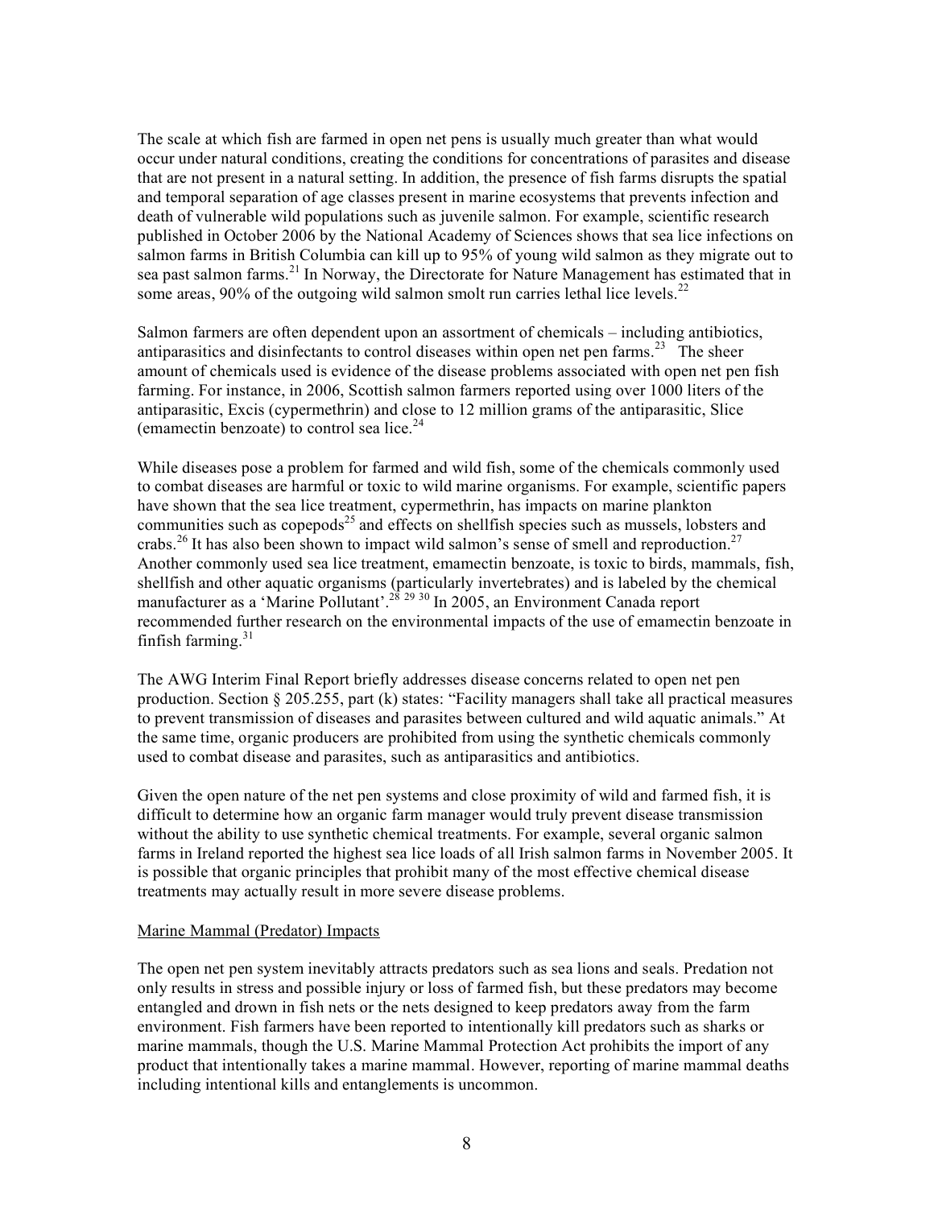The scale at which fish are farmed in open net pens is usually much greater than what would occur under natural conditions, creating the conditions for concentrations of parasites and disease that are not present in a natural setting. In addition, the presence of fish farms disrupts the spatial and temporal separation of age classes present in marine ecosystems that prevents infection and death of vulnerable wild populations such as juvenile salmon. For example, scientific research published in October 2006 by the National Academy of Sciences shows that sea lice infections on salmon farms in British Columbia can kill up to 95% of young wild salmon as they migrate out to sea past salmon farms.[21] In Norway, the Directorate for Nature Management has estimated that in some areas, 90% of the outgoing wild salmon smolt run carries lethal lice levels.[22]

Salmon farmers are often dependent upon an assortment of chemicals – including antibiotics, antiparasitics and disinfectants to control diseases within open net pen farms.[23] The sheer amount of chemicals used is evidence of the disease problems associated with open net pen fish farming. For instance, in 2006, Scottish salmon farmers reported using over 1000 liters of the antiparasitic, Excis (cypermethrin) and close to 12 million grams of the antiparasitic, Slice (emamectin benzoate) to control sea lice.[24]

While diseases pose a problem for farmed and wild fish, some of the chemicals commonly used to combat diseases are harmful or toxic to wild marine organisms. For example, scientific papers have shown that the sea lice treatment, cypermethrin, has impacts on marine plankton communities such as copepods[25] and effects on shellfish species such as mussels, lobsters and crabs.[26] It has also been shown to impact wild salmon's sense of smell and reproduction.[27] Another commonly used sea lice treatment, emamectin benzoate, is toxic to birds, mammals, fish, shellfish and other aquatic organisms (particularly invertebrates) and is labeled by the chemical manufacturer as a 'Marine Pollutant'.[28] [29] [30] In 2005, an Environment Canada report recommended further research on the environmental impacts of the use of emamectin benzoate in finfish farming.[31]

The AWG Interim Final Report briefly addresses disease concerns related to open net pen production. Section § 205.255, part (k) states: "Facility managers shall take all practical measures to prevent transmission of diseases and parasites between cultured and wild aquatic animals." At the same time, organic producers are prohibited from using the synthetic chemicals commonly used to combat disease and parasites, such as antiparasitics and antibiotics.

Given the open nature of the net pen systems and close proximity of wild and farmed fish, it is difficult to determine how an organic farm manager would truly prevent disease transmission without the ability to use synthetic chemical treatments. For example, several organic salmon farms in Ireland reported the highest sea lice loads of all Irish salmon farms in November 2005. It is possible that organic principles that prohibit many of the most effective chemical disease treatments may actually result in more severe disease problems.

Marine Mammal (Predator) Impacts

The open net pen system inevitably attracts predators such as sea lions and seals. Predation not only results in stress and possible injury or loss of farmed fish, but these predators may become entangled and drown in fish nets or the nets designed to keep predators away from the farm environment. Fish farmers have been reported to intentionally kill predators such as sharks or marine mammals, though the U.S. Marine Mammal Protection Act prohibits the import of any product that intentionally takes a marine mammal. However, reporting of marine mammal deaths including intentional kills and entanglements is uncommon.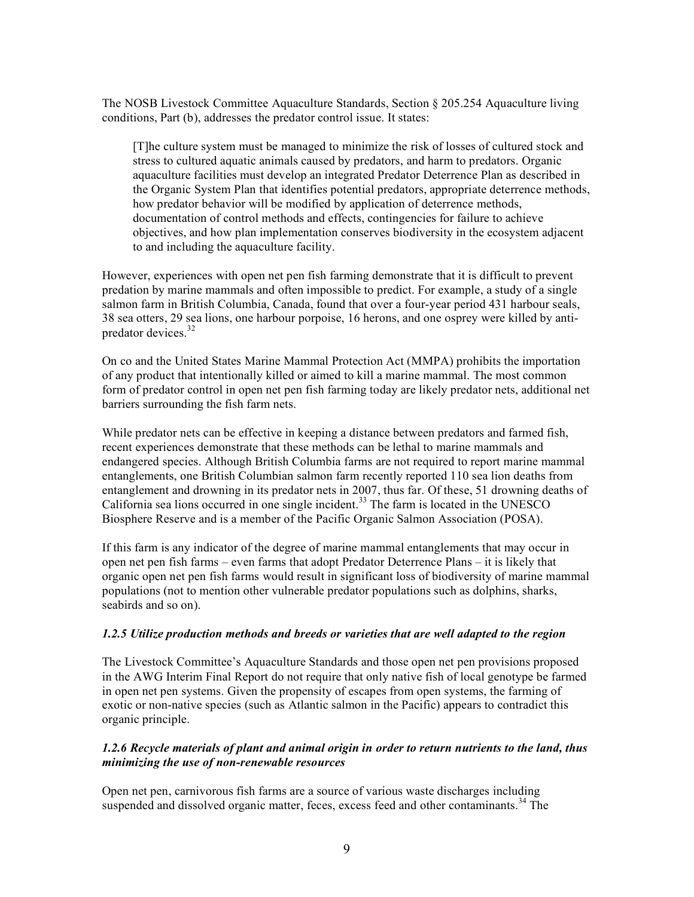The NOSB Livestock Committee Aquaculture Standards, Section § 205.254 Aquaculture living conditions, Part (b), addresses the predator control issue. It states:

> [T]he culture system must be managed to minimize the risk of losses of cultured stock and stress to cultured aquatic animals caused by predators, and harm to predators. Organic aquaculture facilities must develop an integrated Predator Deterrence Plan as described in the Organic System Plan that identifies potential predators, appropriate deterrence methods, how predator behavior will be modified by application of deterrence methods, documentation of control methods and effects, contingencies for failure to achieve objectives, and how plan implementation conserves biodiversity in the ecosystem adjacent to and including the aquaculture facility.

However, experiences with open net pen fish farming demonstrate that it is difficult to prevent predation by marine mammals and often impossible to predict. For example, a study of a single salmon farm in British Columbia, Canada, found that over a four-year period 431 harbour seals, 38 sea otters, 29 sea lions, one harbour porpoise, 16 herons, and one osprey were killed by anti-predator devices.[32]

On co and the United States Marine Mammal Protection Act (MMPA) prohibits the importation of any product that intentionally killed or aimed to kill a marine mammal. The most common form of predator control in open net pen fish farming today are likely predator nets, additional net barriers surrounding the fish farm nets.

While predator nets can be effective in keeping a distance between predators and farmed fish, recent experiences demonstrate that these methods can be lethal to marine mammals and endangered species. Although British Columbia farms are not required to report marine mammal entanglements, one British Columbian salmon farm recently reported 110 sea lion deaths from entanglement and drowning in its predator nets in 2007, thus far. Of these, 51 drowning deaths of California sea lions occurred in one single incident.[33] The farm is located in the UNESCO Biosphere Reserve and is a member of the Pacific Organic Salmon Association (POSA).

If this farm is any indicator of the degree of marine mammal entanglements that may occur in open net pen fish farms – even farms that adopt Predator Deterrence Plans – it is likely that organic open net pen fish farms would result in significant loss of biodiversity of marine mammal populations (not to mention other vulnerable predator populations such as dolphins, sharks, seabirds and so on).

#### *1.2.5 Utilize production methods and breeds or varieties that are well adapted to the region*

The Livestock Committee's Aquaculture Standards and those open net pen provisions proposed in the AWG Interim Final Report do not require that only native fish of local genotype be farmed in open net pen systems. Given the propensity of escapes from open systems, the farming of exotic or non-native species (such as Atlantic salmon in the Pacific) appears to contradict this organic principle.

#### *1.2.6 Recycle materials of plant and animal origin in order to return nutrients to the land, thus minimizing the use of non-renewable resources*

Open net pen, carnivorous fish farms are a source of various waste discharges including suspended and dissolved organic matter, feces, excess feed and other contaminants.[34] The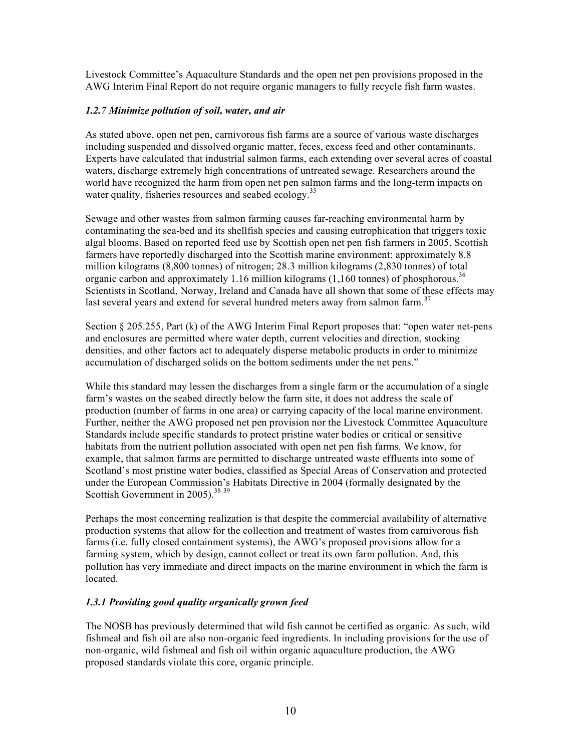Livestock Committee's Aquaculture Standards and the open net pen provisions proposed in the AWG Interim Final Report do not require organic managers to fully recycle fish farm wastes.

### *1.2.7 Minimize pollution of soil, water, and air*

As stated above, open net pen, carnivorous fish farms are a source of various waste discharges including suspended and dissolved organic matter, feces, excess feed and other contaminants. Experts have calculated that industrial salmon farms, each extending over several acres of coastal waters, discharge extremely high concentrations of untreated sewage. Researchers around the world have recognized the harm from open net pen salmon farms and the long-term impacts on water quality, fisheries resources and seabed ecology.[35]

Sewage and other wastes from salmon farming causes far-reaching environmental harm by contaminating the sea-bed and its shellfish species and causing eutrophication that triggers toxic algal blooms. Based on reported feed use by Scottish open net pen fish farmers in 2005, Scottish farmers have reportedly discharged into the Scottish marine environment: approximately 8.8 million kilograms (8,800 tonnes) of nitrogen; 28.3 million kilograms (2,830 tonnes) of total organic carbon and approximately 1.16 million kilograms (1,160 tonnes) of phosphorous.[36] Scientists in Scotland, Norway, Ireland and Canada have all shown that some of these effects may last several years and extend for several hundred meters away from salmon farm.[37]

Section § 205.255, Part (k) of the AWG Interim Final Report proposes that: "open water net-pens and enclosures are permitted where water depth, current velocities and direction, stocking densities, and other factors act to adequately disperse metabolic products in order to minimize accumulation of discharged solids on the bottom sediments under the net pens."

While this standard may lessen the discharges from a single farm or the accumulation of a single farm's wastes on the seabed directly below the farm site, it does not address the scale of production (number of farms in one area) or carrying capacity of the local marine environment. Further, neither the AWG proposed net pen provision nor the Livestock Committee Aquaculture Standards include specific standards to protect pristine water bodies or critical or sensitive habitats from the nutrient pollution associated with open net pen fish farms. We know, for example, that salmon farms are permitted to discharge untreated waste effluents into some of Scotland's most pristine water bodies, classified as Special Areas of Conservation and protected under the European Commission's Habitats Directive in 2004 (formally designated by the Scottish Government in 2005).[38 39]

Perhaps the most concerning realization is that despite the commercial availability of alternative production systems that allow for the collection and treatment of wastes from carnivorous fish farms (i.e. fully closed containment systems), the AWG's proposed provisions allow for a farming system, which by design, cannot collect or treat its own farm pollution. And, this pollution has very immediate and direct impacts on the marine environment in which the farm is located.

### *1.3.1 Providing good quality organically grown feed*

The NOSB has previously determined that wild fish cannot be certified as organic. As such, wild fishmeal and fish oil are also non-organic feed ingredients. In including provisions for the use of non-organic, wild fishmeal and fish oil within organic aquaculture production, the AWG proposed standards violate this core, organic principle.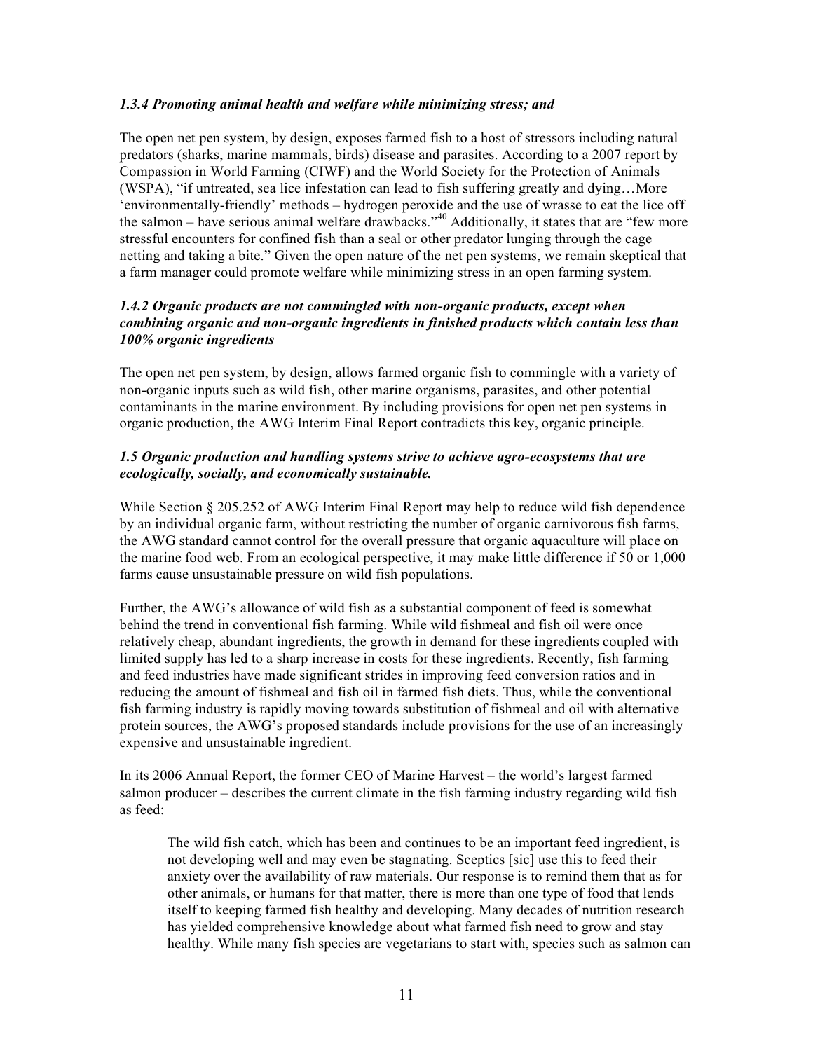### *1.3.4 Promoting animal health and welfare while minimizing stress; and*

The open net pen system, by design, exposes farmed fish to a host of stressors including natural predators (sharks, marine mammals, birds) disease and parasites. According to a 2007 report by Compassion in World Farming (CIWF) and the World Society for the Protection of Animals (WSPA), "if untreated, sea lice infestation can lead to fish suffering greatly and dying…More 'environmentally-friendly' methods – hydrogen peroxide and the use of wrasse to eat the lice off the salmon – have serious animal welfare drawbacks."[40] Additionally, it states that are "few more stressful encounters for confined fish than a seal or other predator lunging through the cage netting and taking a bite." Given the open nature of the net pen systems, we remain skeptical that a farm manager could promote welfare while minimizing stress in an open farming system.

### *1.4.2 Organic products are not commingled with non-organic products, except when combining organic and non-organic ingredients in finished products which contain less than 100% organic ingredients*

The open net pen system, by design, allows farmed organic fish to commingle with a variety of non-organic inputs such as wild fish, other marine organisms, parasites, and other potential contaminants in the marine environment. By including provisions for open net pen systems in organic production, the AWG Interim Final Report contradicts this key, organic principle.

### *1.5 Organic production and handling systems strive to achieve agro-ecosystems that are ecologically, socially, and economically sustainable.*

While Section § 205.252 of AWG Interim Final Report may help to reduce wild fish dependence by an individual organic farm, without restricting the number of organic carnivorous fish farms, the AWG standard cannot control for the overall pressure that organic aquaculture will place on the marine food web. From an ecological perspective, it may make little difference if 50 or 1,000 farms cause unsustainable pressure on wild fish populations.

Further, the AWG's allowance of wild fish as a substantial component of feed is somewhat behind the trend in conventional fish farming. While wild fishmeal and fish oil were once relatively cheap, abundant ingredients, the growth in demand for these ingredients coupled with limited supply has led to a sharp increase in costs for these ingredients. Recently, fish farming and feed industries have made significant strides in improving feed conversion ratios and in reducing the amount of fishmeal and fish oil in farmed fish diets. Thus, while the conventional fish farming industry is rapidly moving towards substitution of fishmeal and oil with alternative protein sources, the AWG's proposed standards include provisions for the use of an increasingly expensive and unsustainable ingredient.

In its 2006 Annual Report, the former CEO of Marine Harvest – the world's largest farmed salmon producer – describes the current climate in the fish farming industry regarding wild fish as feed:

> The wild fish catch, which has been and continues to be an important feed ingredient, is not developing well and may even be stagnating. Sceptics [sic] use this to feed their anxiety over the availability of raw materials. Our response is to remind them that as for other animals, or humans for that matter, there is more than one type of food that lends itself to keeping farmed fish healthy and developing. Many decades of nutrition research has yielded comprehensive knowledge about what farmed fish need to grow and stay healthy. While many fish species are vegetarians to start with, species such as salmon can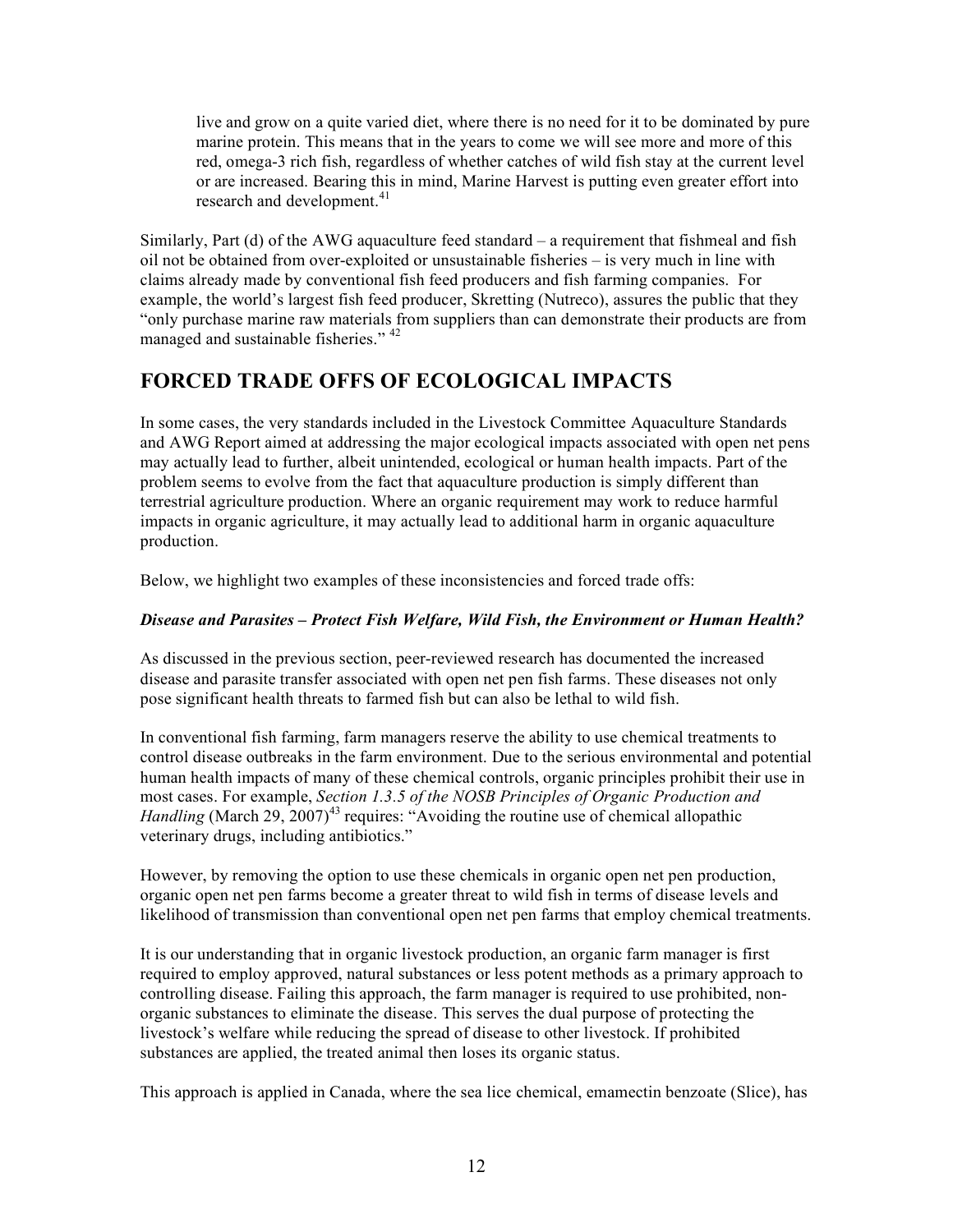> live and grow on a quite varied diet, where there is no need for it to be dominated by pure marine protein. This means that in the years to come we will see more and more of this red, omega-3 rich fish, regardless of whether catches of wild fish stay at the current level or are increased. Bearing this in mind, Marine Harvest is putting even greater effort into research and development.[41]

Similarly, Part (d) of the AWG aquaculture feed standard – a requirement that fishmeal and fish oil not be obtained from over-exploited or unsustainable fisheries – is very much in line with claims already made by conventional fish feed producers and fish farming companies. For example, the world's largest fish feed producer, Skretting (Nutreco), assures the public that they "only purchase marine raw materials from suppliers than can demonstrate their products are from managed and sustainable fisheries." [42]

## FORCED TRADE OFFS OF ECOLOGICAL IMPACTS

In some cases, the very standards included in the Livestock Committee Aquaculture Standards and AWG Report aimed at addressing the major ecological impacts associated with open net pens may actually lead to further, albeit unintended, ecological or human health impacts. Part of the problem seems to evolve from the fact that aquaculture production is simply different than terrestrial agriculture production. Where an organic requirement may work to reduce harmful impacts in organic agriculture, it may actually lead to additional harm in organic aquaculture production.

Below, we highlight two examples of these inconsistencies and forced trade offs:

***Disease and Parasites – Protect Fish Welfare, Wild Fish, the Environment or Human Health?***

As discussed in the previous section, peer-reviewed research has documented the increased disease and parasite transfer associated with open net pen fish farms. These diseases not only pose significant health threats to farmed fish but can also be lethal to wild fish.

In conventional fish farming, farm managers reserve the ability to use chemical treatments to control disease outbreaks in the farm environment. Due to the serious environmental and potential human health impacts of many of these chemical controls, organic principles prohibit their use in most cases. For example, *Section 1.3.5 of the NOSB Principles of Organic Production and Handling* (March 29, 2007)[43] requires: "Avoiding the routine use of chemical allopathic veterinary drugs, including antibiotics."

However, by removing the option to use these chemicals in organic open net pen production, organic open net pen farms become a greater threat to wild fish in terms of disease levels and likelihood of transmission than conventional open net pen farms that employ chemical treatments.

It is our understanding that in organic livestock production, an organic farm manager is first required to employ approved, natural substances or less potent methods as a primary approach to controlling disease. Failing this approach, the farm manager is required to use prohibited, non-organic substances to eliminate the disease. This serves the dual purpose of protecting the livestock's welfare while reducing the spread of disease to other livestock. If prohibited substances are applied, the treated animal then loses its organic status.

This approach is applied in Canada, where the sea lice chemical, emamectin benzoate (Slice), has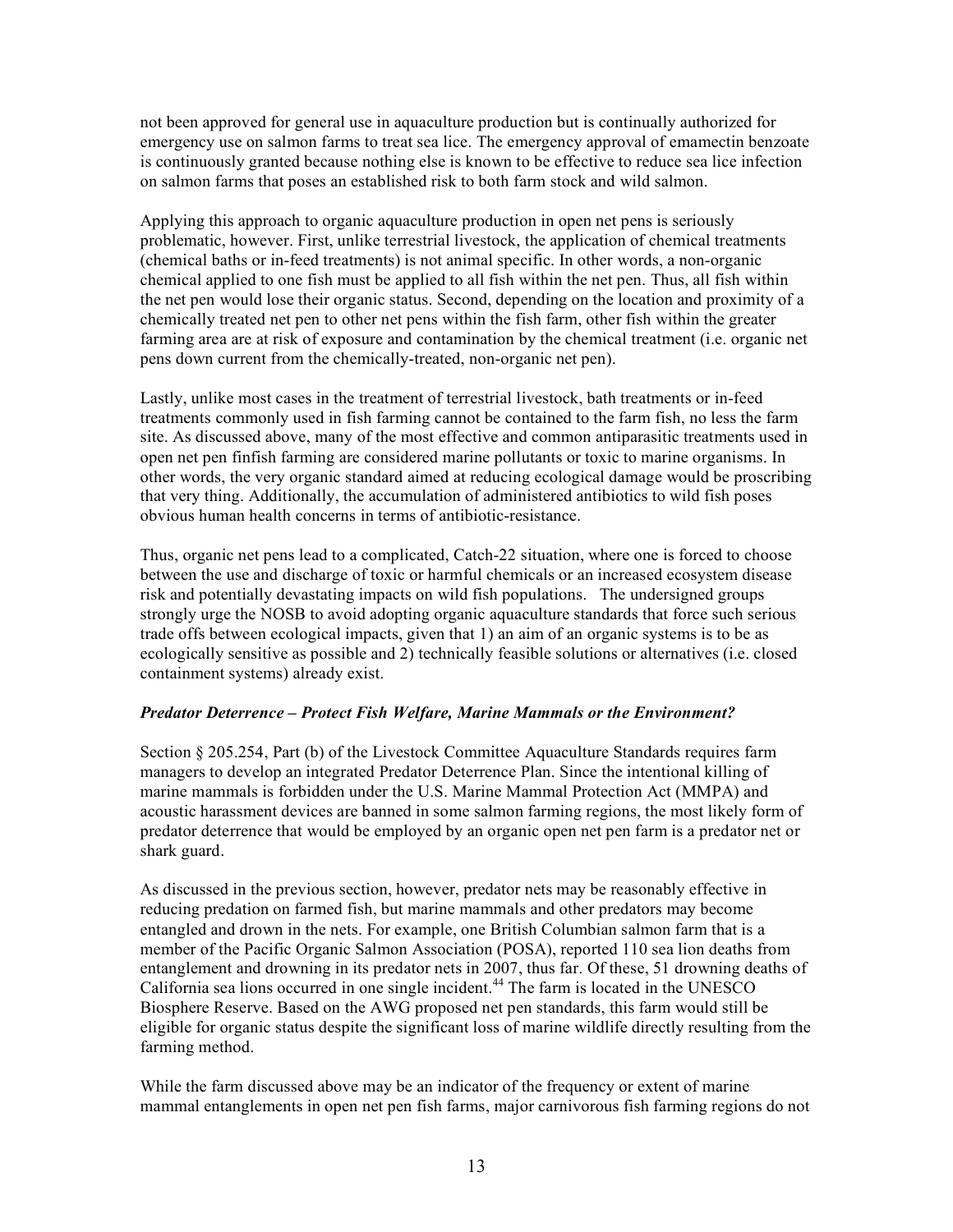not been approved for general use in aquaculture production but is continually authorized for emergency use on salmon farms to treat sea lice. The emergency approval of emamectin benzoate is continuously granted because nothing else is known to be effective to reduce sea lice infection on salmon farms that poses an established risk to both farm stock and wild salmon.

Applying this approach to organic aquaculture production in open net pens is seriously problematic, however. First, unlike terrestrial livestock, the application of chemical treatments (chemical baths or in-feed treatments) is not animal specific. In other words, a non-organic chemical applied to one fish must be applied to all fish within the net pen. Thus, all fish within the net pen would lose their organic status. Second, depending on the location and proximity of a chemically treated net pen to other net pens within the fish farm, other fish within the greater farming area are at risk of exposure and contamination by the chemical treatment (i.e. organic net pens down current from the chemically-treated, non-organic net pen).

Lastly, unlike most cases in the treatment of terrestrial livestock, bath treatments or in-feed treatments commonly used in fish farming cannot be contained to the farm fish, no less the farm site. As discussed above, many of the most effective and common antiparasitic treatments used in open net pen finfish farming are considered marine pollutants or toxic to marine organisms. In other words, the very organic standard aimed at reducing ecological damage would be proscribing that very thing. Additionally, the accumulation of administered antibiotics to wild fish poses obvious human health concerns in terms of antibiotic-resistance.

Thus, organic net pens lead to a complicated, Catch-22 situation, where one is forced to choose between the use and discharge of toxic or harmful chemicals or an increased ecosystem disease risk and potentially devastating impacts on wild fish populations. The undersigned groups strongly urge the NOSB to avoid adopting organic aquaculture standards that force such serious trade offs between ecological impacts, given that 1) an aim of an organic systems is to be as ecologically sensitive as possible and 2) technically feasible solutions or alternatives (i.e. closed containment systems) already exist.

***Predator Deterrence – Protect Fish Welfare, Marine Mammals or the Environment?***

Section § 205.254, Part (b) of the Livestock Committee Aquaculture Standards requires farm managers to develop an integrated Predator Deterrence Plan. Since the intentional killing of marine mammals is forbidden under the U.S. Marine Mammal Protection Act (MMPA) and acoustic harassment devices are banned in some salmon farming regions, the most likely form of predator deterrence that would be employed by an organic open net pen farm is a predator net or shark guard.

As discussed in the previous section, however, predator nets may be reasonably effective in reducing predation on farmed fish, but marine mammals and other predators may become entangled and drown in the nets. For example, one British Columbian salmon farm that is a member of the Pacific Organic Salmon Association (POSA), reported 110 sea lion deaths from entanglement and drowning in its predator nets in 2007, thus far. Of these, 51 drowning deaths of California sea lions occurred in one single incident.[44] The farm is located in the UNESCO Biosphere Reserve. Based on the AWG proposed net pen standards, this farm would still be eligible for organic status despite the significant loss of marine wildlife directly resulting from the farming method.

While the farm discussed above may be an indicator of the frequency or extent of marine mammal entanglements in open net pen fish farms, major carnivorous fish farming regions do not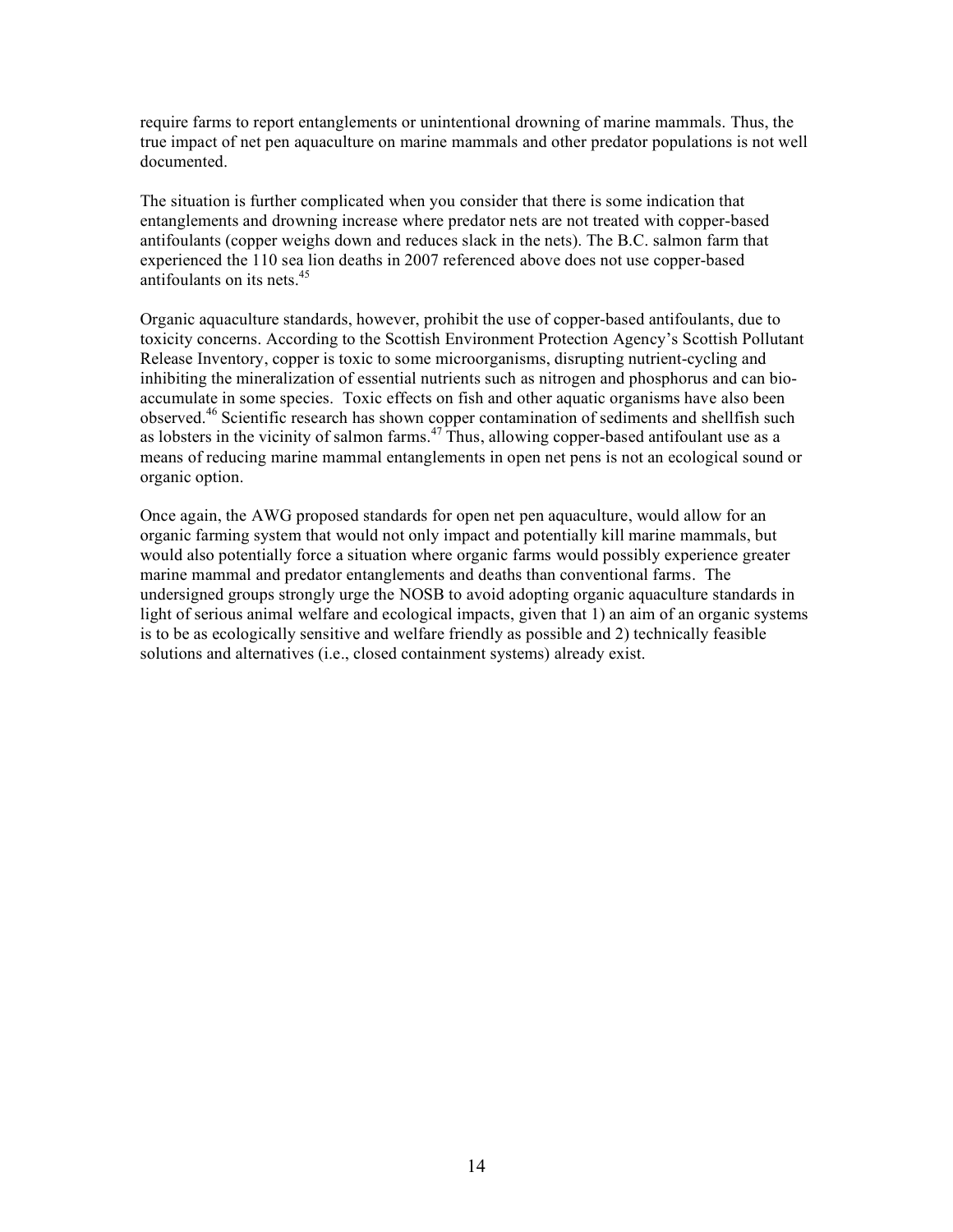require farms to report entanglements or unintentional drowning of marine mammals. Thus, the true impact of net pen aquaculture on marine mammals and other predator populations is not well documented.

The situation is further complicated when you consider that there is some indication that entanglements and drowning increase where predator nets are not treated with copper-based antifoulants (copper weighs down and reduces slack in the nets). The B.C. salmon farm that experienced the 110 sea lion deaths in 2007 referenced above does not use copper-based antifoulants on its nets.[45]

Organic aquaculture standards, however, prohibit the use of copper-based antifoulants, due to toxicity concerns. According to the Scottish Environment Protection Agency's Scottish Pollutant Release Inventory, copper is toxic to some microorganisms, disrupting nutrient-cycling and inhibiting the mineralization of essential nutrients such as nitrogen and phosphorus and can bio-accumulate in some species. Toxic effects on fish and other aquatic organisms have also been observed.[46] Scientific research has shown copper contamination of sediments and shellfish such as lobsters in the vicinity of salmon farms.[47] Thus, allowing copper-based antifoulant use as a means of reducing marine mammal entanglements in open net pens is not an ecological sound or organic option.

Once again, the AWG proposed standards for open net pen aquaculture, would allow for an organic farming system that would not only impact and potentially kill marine mammals, but would also potentially force a situation where organic farms would possibly experience greater marine mammal and predator entanglements and deaths than conventional farms. The undersigned groups strongly urge the NOSB to avoid adopting organic aquaculture standards in light of serious animal welfare and ecological impacts, given that 1) an aim of an organic systems is to be as ecologically sensitive and welfare friendly as possible and 2) technically feasible solutions and alternatives (i.e., closed containment systems) already exist.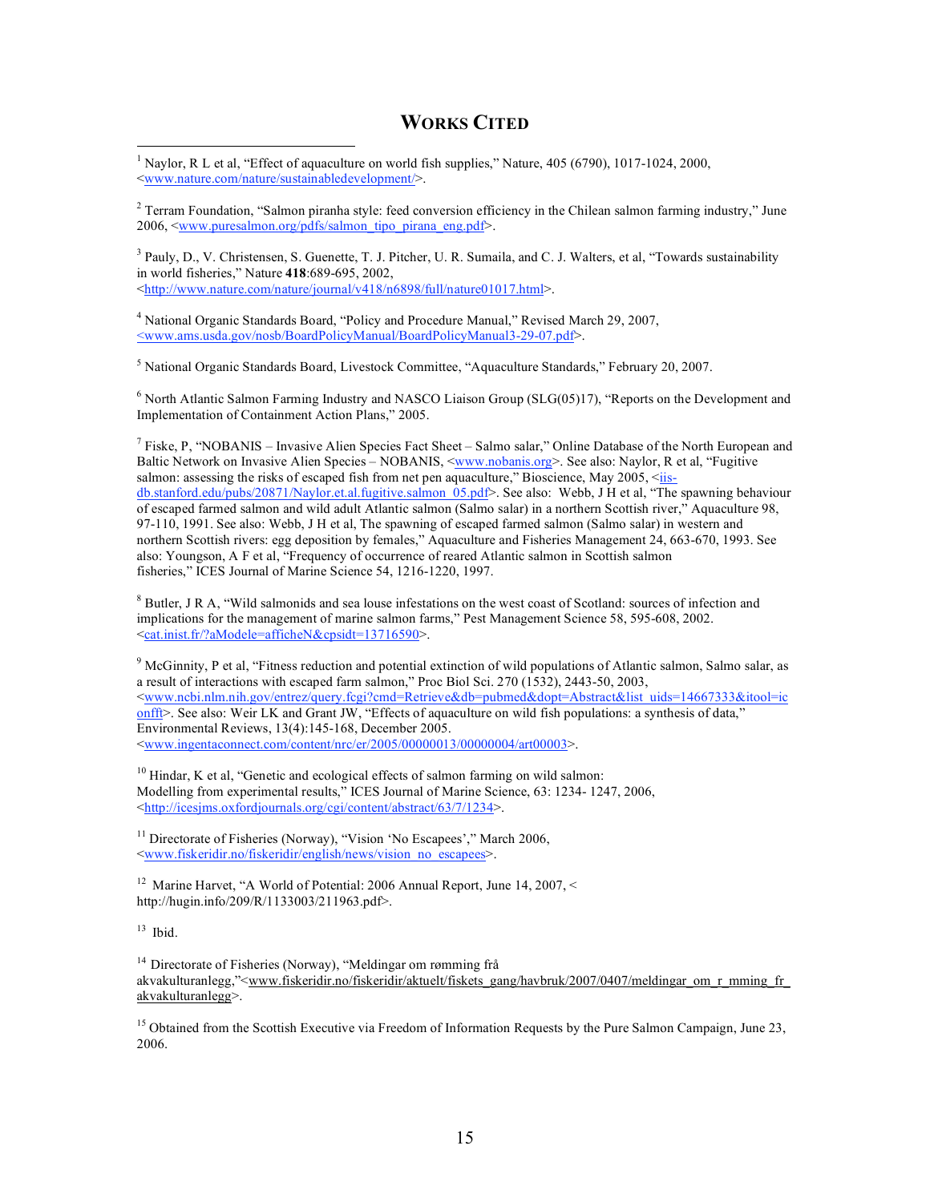# WORKS CITED

[1] Naylor, R L et al, "Effect of aquaculture on world fish supplies," Nature, 405 (6790), 1017-1024, 2000, <www.nature.com/nature/sustainabledevelopment/>.

[2] Terram Foundation, "Salmon piranha style: feed conversion efficiency in the Chilean salmon farming industry," June 2006, <www.puresalmon.org/pdfs/salmon_tipo_pirana_eng.pdf>.

[3] Pauly, D., V. Christensen, S. Guenette, T. J. Pitcher, U. R. Sumaila, and C. J. Walters, et al, "Towards sustainability in world fisheries," Nature **418**:689-695, 2002, <http://www.nature.com/nature/journal/v418/n6898/full/nature01017.html>.

[4] National Organic Standards Board, "Policy and Procedure Manual," Revised March 29, 2007, <www.ams.usda.gov/nosb/BoardPolicyManual/BoardPolicyManual3-29-07.pdf>.

[5] National Organic Standards Board, Livestock Committee, "Aquaculture Standards," February 20, 2007.

[6] North Atlantic Salmon Farming Industry and NASCO Liaison Group (SLG(05)17), "Reports on the Development and Implementation of Containment Action Plans," 2005.

[7] Fiske, P, "NOBANIS – Invasive Alien Species Fact Sheet – Salmo salar," Online Database of the North European and Baltic Network on Invasive Alien Species – NOBANIS, <www.nobanis.org>. See also: Naylor, R et al, "Fugitive salmon: assessing the risks of escaped fish from net pen aquaculture," Bioscience, May 2005, <iis-db.stanford.edu/pubs/20871/Naylor.et.al.fugitive.salmon_05.pdf>. See also: Webb, J H et al, "The spawning behaviour of escaped farmed salmon and wild adult Atlantic salmon (Salmo salar) in a northern Scottish river," Aquaculture 98, 97-110, 1991. See also: Webb, J H et al, The spawning of escaped farmed salmon (Salmo salar) in western and northern Scottish rivers: egg deposition by females," Aquaculture and Fisheries Management 24, 663-670, 1993. See also: Youngson, A F et al, "Frequency of occurrence of reared Atlantic salmon in Scottish salmon fisheries," ICES Journal of Marine Science 54, 1216-1220, 1997.

[8] Butler, J R A, "Wild salmonids and sea louse infestations on the west coast of Scotland: sources of infection and implications for the management of marine salmon farms," Pest Management Science 58, 595-608, 2002. <cat.inist.fr/?aModele=afficheN&cpsidt=13716590>.

[9] McGinnity, P et al, "Fitness reduction and potential extinction of wild populations of Atlantic salmon, Salmo salar, as a result of interactions with escaped farm salmon," Proc Biol Sci. 270 (1532), 2443-50, 2003, <www.ncbi.nlm.nih.gov/entrez/query.fcgi?cmd=Retrieve&db=pubmed&dopt=Abstract&list_uids=14667333&itool=iconfft>. See also: Weir LK and Grant JW, "Effects of aquaculture on wild fish populations: a synthesis of data," Environmental Reviews, 13(4):145-168, December 2005. <www.ingentaconnect.com/content/nrc/er/2005/00000013/00000004/art00003>.

[10] Hindar, K et al, "Genetic and ecological effects of salmon farming on wild salmon: Modelling from experimental results," ICES Journal of Marine Science, 63: 1234- 1247, 2006, <http://icesjms.oxfordjournals.org/cgi/content/abstract/63/7/1234>.

[11] Directorate of Fisheries (Norway), "Vision 'No Escapees'," March 2006, <www.fiskeridir.no/fiskeridir/english/news/vision_no_escapees>.

[12] Marine Harvet, "A World of Potential: 2006 Annual Report, June 14, 2007, < http://hugin.info/209/R/1133003/211963.pdf>.

[13] Ibid.

[14] Directorate of Fisheries (Norway), "Meldingar om rømming frå akvakulturanlegg,"<www.fiskeridir.no/fiskeridir/aktuelt/fiskets_gang/havbruk/2007/0407/meldingar_om_r_mming_fr_akvakulturanlegg>.

[15] Obtained from the Scottish Executive via Freedom of Information Requests by the Pure Salmon Campaign, June 23, 2006.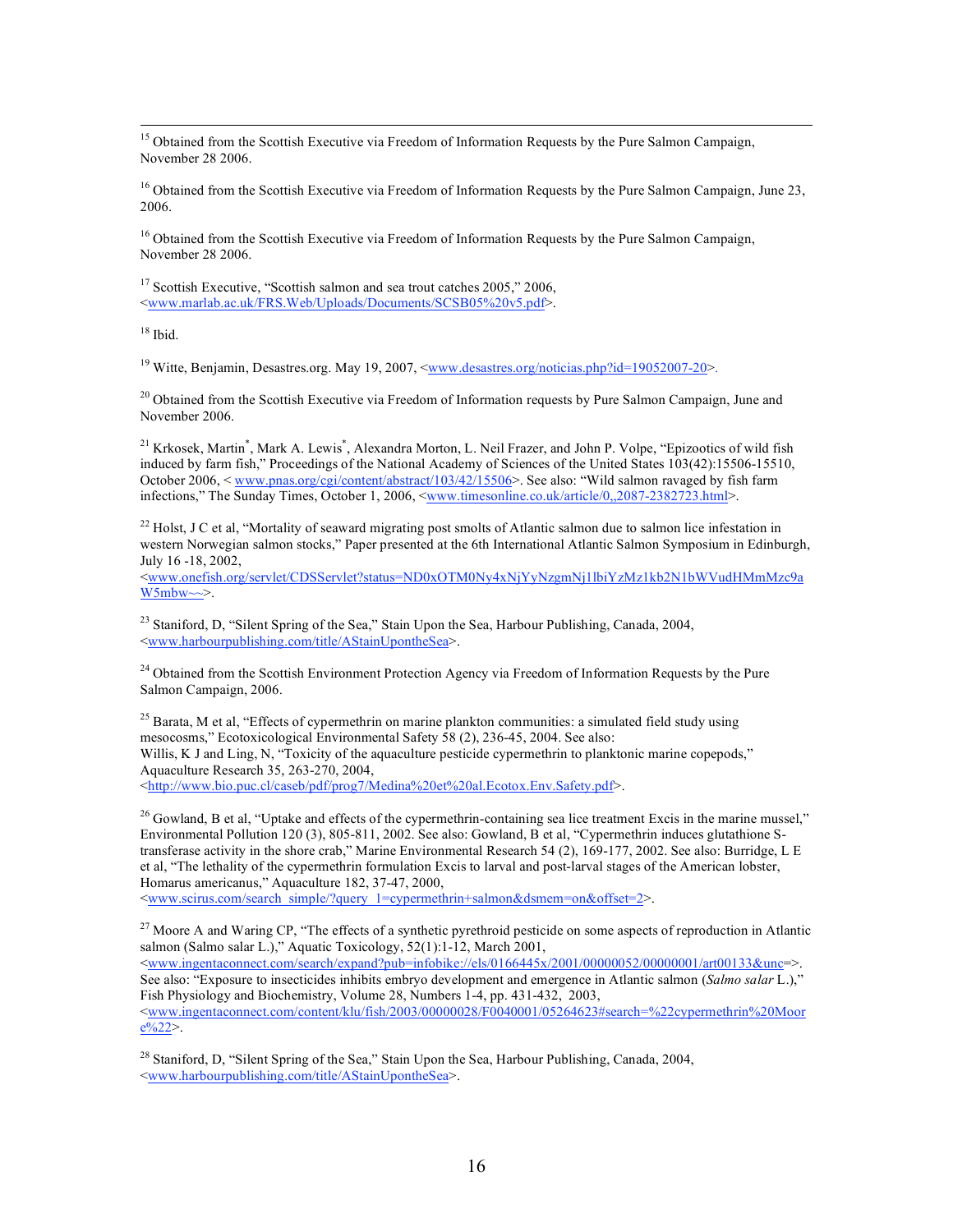[15] Obtained from the Scottish Executive via Freedom of Information Requests by the Pure Salmon Campaign, November 28 2006.

[16] Obtained from the Scottish Executive via Freedom of Information Requests by the Pure Salmon Campaign, June 23, 2006.

[16] Obtained from the Scottish Executive via Freedom of Information Requests by the Pure Salmon Campaign, November 28 2006.

[17] Scottish Executive, "Scottish salmon and sea trout catches 2005," 2006, <www.marlab.ac.uk/FRS.Web/Uploads/Documents/SCSB05%20v5.pdf>.

[18] Ibid.

[19] Witte, Benjamin, Desastres.org. May 19, 2007, <www.desastres.org/noticias.php?id=19052007-20>.

[20] Obtained from the Scottish Executive via Freedom of Information requests by Pure Salmon Campaign, June and November 2006.

[21] Krkosek, Martin*, Mark A. Lewis*, Alexandra Morton, L. Neil Frazer, and John P. Volpe, "Epizootics of wild fish induced by farm fish," Proceedings of the National Academy of Sciences of the United States 103(42):15506-15510, October 2006, < www.pnas.org/cgi/content/abstract/103/42/15506>. See also: "Wild salmon ravaged by fish farm infections," The Sunday Times, October 1, 2006, <www.timesonline.co.uk/article/0,,2087-2382723.html>.

[22] Holst, J C et al, "Mortality of seaward migrating post smolts of Atlantic salmon due to salmon lice infestation in western Norwegian salmon stocks," Paper presented at the 6th International Atlantic Salmon Symposium in Edinburgh, July 16 -18, 2002, <www.onefish.org/servlet/CDSServlet?status=ND0xOTM0Ny4xNjYyNzgmNj1lbiYzMz1kb2N1bWVudHMmMzc9aW5mbw~~>.

[23] Staniford, D, "Silent Spring of the Sea," Stain Upon the Sea, Harbour Publishing, Canada, 2004, <www.harbourpublishing.com/title/AStainUpontheSea>.

[24] Obtained from the Scottish Environment Protection Agency via Freedom of Information Requests by the Pure Salmon Campaign, 2006.

[25] Barata, M et al, "Effects of cypermethrin on marine plankton communities: a simulated field study using mesocosms," Ecotoxicological Environmental Safety 58 (2), 236-45, 2004. See also: Willis, K J and Ling, N, "Toxicity of the aquaculture pesticide cypermethrin to planktonic marine copepods," Aquaculture Research 35, 263-270, 2004, <http://www.bio.puc.cl/caseb/pdf/prog7/Medina%20et%20al.Ecotox.Env.Safety.pdf>.

[26] Gowland, B et al, "Uptake and effects of the cypermethrin-containing sea lice treatment Excis in the marine mussel," Environmental Pollution 120 (3), 805-811, 2002. See also: Gowland, B et al, "Cypermethrin induces glutathione S-transferase activity in the shore crab," Marine Environmental Research 54 (2), 169-177, 2002. See also: Burridge, L E et al, "The lethality of the cypermethrin formulation Excis to larval and post-larval stages of the American lobster, Homarus americanus," Aquaculture 182, 37-47, 2000, <www.scirus.com/search_simple/?query_1=cypermethrin+salmon&dsmem=on&offset=2>.

[27] Moore A and Waring CP, "The effects of a synthetic pyrethroid pesticide on some aspects of reproduction in Atlantic salmon (Salmo salar L.)," Aquatic Toxicology, 52(1):1-12, March 2001, <www.ingentaconnect.com/search/expand?pub=infobike://els/0166445x/2001/00000052/00000001/art00133&unc=>. See also: "Exposure to insecticides inhibits embryo development and emergence in Atlantic salmon (*Salmo salar* L.)," Fish Physiology and Biochemistry, Volume 28, Numbers 1-4, pp. 431-432, 2003, <www.ingentaconnect.com/content/klu/fish/2003/00000028/F0040001/05264623#search=%22cypermethrin%20Moore%22>.

[28] Staniford, D, "Silent Spring of the Sea," Stain Upon the Sea, Harbour Publishing, Canada, 2004, <www.harbourpublishing.com/title/AStainUpontheSea>.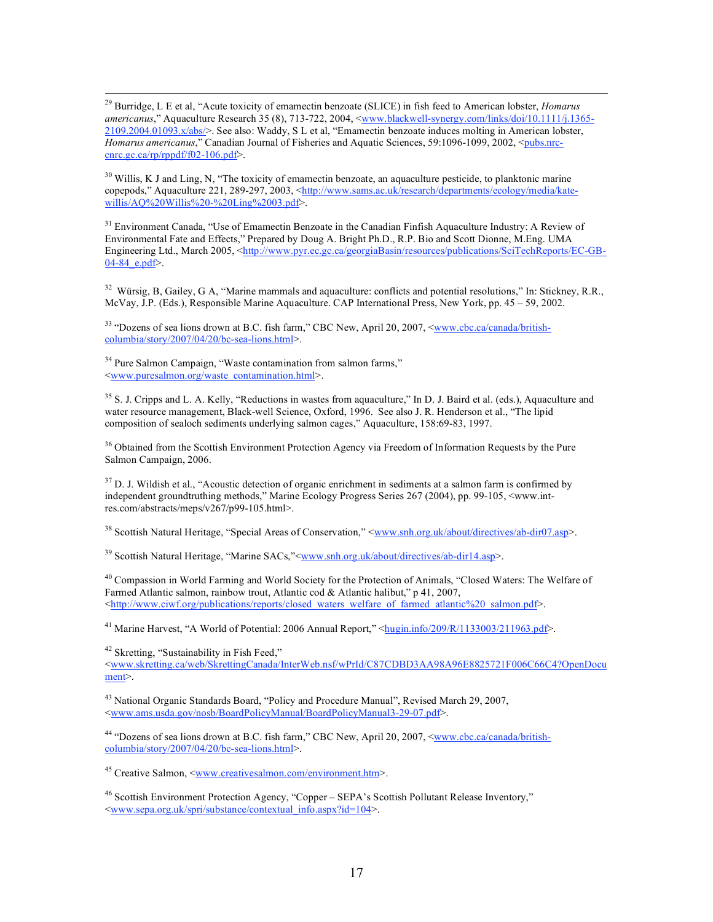[29] Burridge, L E et al, "Acute toxicity of emamectin benzoate (SLICE) in fish feed to American lobster, *Homarus americanus*," Aquaculture Research 35 (8), 713-722, 2004, <www.blackwell-synergy.com/links/doi/10.1111/j.1365-2109.2004.01093.x/abs/>. See also: Waddy, S L et al, "Emamectin benzoate induces molting in American lobster, *Homarus americanus*," Canadian Journal of Fisheries and Aquatic Sciences, 59:1096-1099, 2002, <pubs.nrc-cnrc.gc.ca/rp/rppdf/f02-106.pdf>.

[30] Willis, K J and Ling, N, "The toxicity of emamectin benzoate, an aquaculture pesticide, to planktonic marine copepods," Aquaculture 221, 289-297, 2003, <http://www.sams.ac.uk/research/departments/ecology/media/kate-willis/AQ%20Willis%20-%20Ling%2003.pdf>.

[31] Environment Canada, "Use of Emamectin Benzoate in the Canadian Finfish Aquaculture Industry: A Review of Environmental Fate and Effects," Prepared by Doug A. Bright Ph.D., R.P. Bio and Scott Dionne, M.Eng. UMA Engineering Ltd., March 2005, <http://www.pyr.ec.gc.ca/georgiaBasin/resources/publications/SciTechReports/EC-GB-04-84_e.pdf>.

[32] Würsig, B, Gailey, G A, "Marine mammals and aquaculture: conflicts and potential resolutions," In: Stickney, R.R., McVay, J.P. (Eds.), Responsible Marine Aquaculture. CAP International Press, New York, pp. 45 – 59, 2002.

[33] "Dozens of sea lions drown at B.C. fish farm," CBC New, April 20, 2007, <www.cbc.ca/canada/british-columbia/story/2007/04/20/bc-sea-lions.html>.

[34] Pure Salmon Campaign, "Waste contamination from salmon farms," <www.puresalmon.org/waste_contamination.html>.

[35] S. J. Cripps and L. A. Kelly, "Reductions in wastes from aquaculture," In D. J. Baird et al. (eds.), Aquaculture and water resource management, Black-well Science, Oxford, 1996. See also J. R. Henderson et al., "The lipid composition of sealoch sediments underlying salmon cages," Aquaculture, 158:69-83, 1997.

[36] Obtained from the Scottish Environment Protection Agency via Freedom of Information Requests by the Pure Salmon Campaign, 2006.

[37] D. J. Wildish et al., "Acoustic detection of organic enrichment in sediments at a salmon farm is confirmed by independent groundtruthing methods," Marine Ecology Progress Series 267 (2004), pp. 99-105, <www.int-res.com/abstracts/meps/v267/p99-105.html>.

[38] Scottish Natural Heritage, "Special Areas of Conservation," <www.snh.org.uk/about/directives/ab-dir07.asp>.

[39] Scottish Natural Heritage, "Marine SACs,"<www.snh.org.uk/about/directives/ab-dir14.asp>.

[40] Compassion in World Farming and World Society for the Protection of Animals, "Closed Waters: The Welfare of Farmed Atlantic salmon, rainbow trout, Atlantic cod & Atlantic halibut," p 41, 2007, <http://www.ciwf.org/publications/reports/closed_waters_welfare_of_farmed_atlantic%20_salmon.pdf>.

[41] Marine Harvest, "A World of Potential: 2006 Annual Report," <hugin.info/209/R/1133003/211963.pdf>.

[42] Skretting, "Sustainability in Fish Feed," <www.skretting.ca/web/SkrettingCanada/InterWeb.nsf/wPrId/C87CDBD3AA98A96E8825721F006C66C4?OpenDocument>.

[43] National Organic Standards Board, "Policy and Procedure Manual", Revised March 29, 2007, <www.ams.usda.gov/nosb/BoardPolicyManual/BoardPolicyManual3-29-07.pdf>.

[44] "Dozens of sea lions drown at B.C. fish farm," CBC New, April 20, 2007, <www.cbc.ca/canada/british-columbia/story/2007/04/20/bc-sea-lions.html>.

[45] Creative Salmon, <www.creativesalmon.com/environment.htm>.

[46] Scottish Environment Protection Agency, "Copper – SEPA's Scottish Pollutant Release Inventory," <www.sepa.org.uk/spri/substance/contextual_info.aspx?id=104>.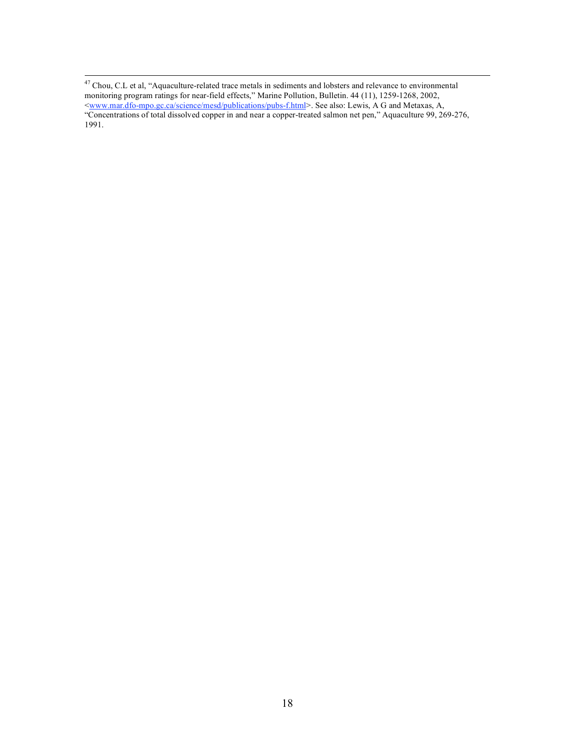[47] Chou, C.L et al, “Aquaculture-related trace metals in sediments and lobsters and relevance to environmental monitoring program ratings for near-field effects,” Marine Pollution, Bulletin. 44 (11), 1259-1268, 2002, <www.mar.dfo-mpo.gc.ca/science/mesd/publications/pubs-f.html>. See also: Lewis, A G and Metaxas, A, “Concentrations of total dissolved copper in and near a copper-treated salmon net pen,” Aquaculture 99, 269-276, 1991.